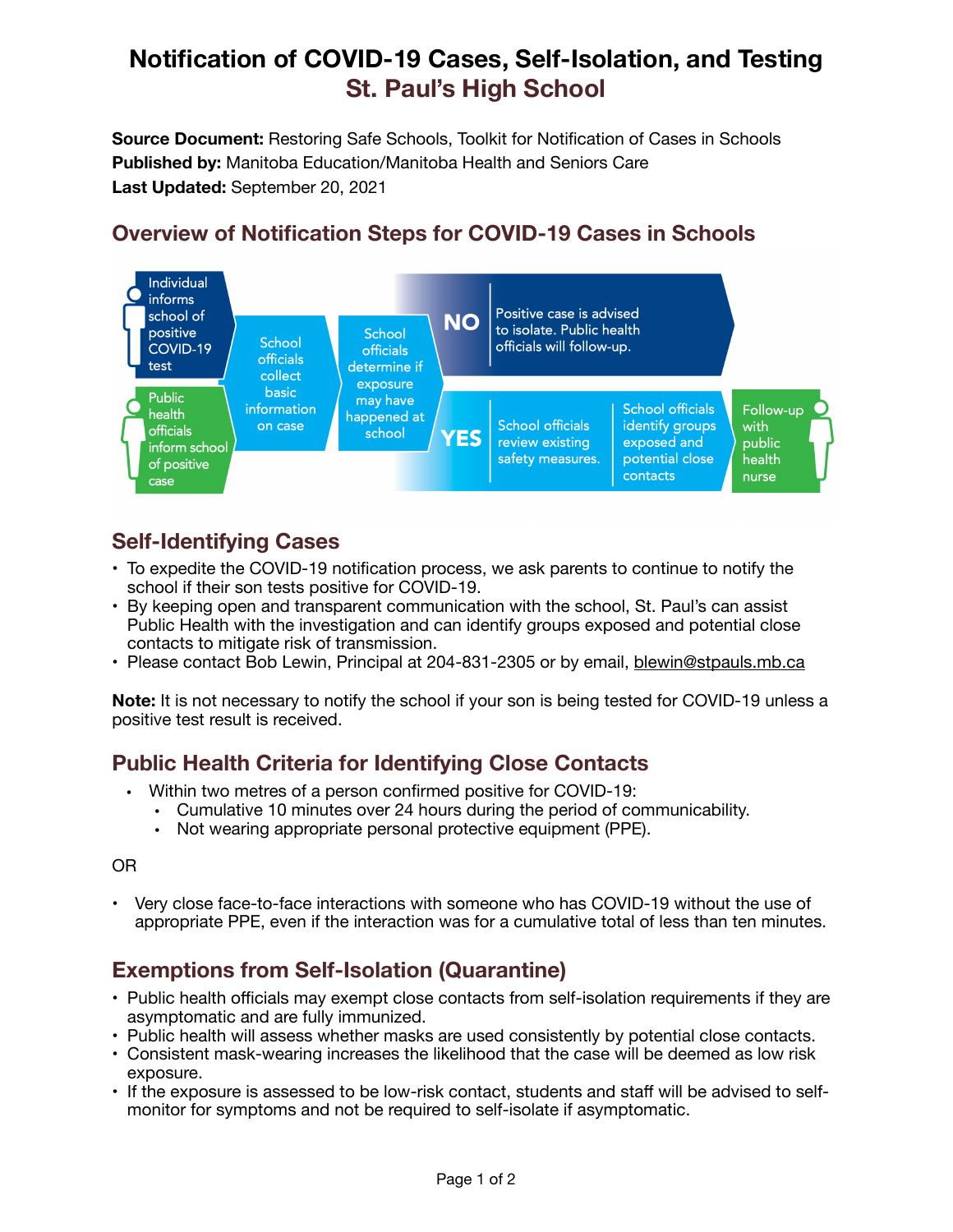# Notification of COVID-19 Cases, Self-Isolation, and Testing
## St. Paul's High School

**Source Document:** Restoring Safe Schools, Toolkit for Notification of Cases in Schools
**Published by:** Manitoba Education/Manitoba Health and Seniors Care
**Last Updated:** September 20, 2021

## Overview of Notification Steps for COVID-19 Cases in Schools

Individual informs school of positive COVID-19 test

Public health officials inform school of positive case

School officials collect basic information on case

School officials determine if exposure may have happened at school

**NO** — Positive case is advised to isolate. Public health officials will follow-up.

**YES** — School officials review existing safety measures. → School officials identify groups exposed and potential close contacts → Follow-up with public health nurse

## Self-Identifying Cases

- To expedite the COVID-19 notification process, we ask parents to continue to notify the school if their son tests positive for COVID-19.
- By keeping open and transparent communication with the school, St. Paul's can assist Public Health with the investigation and can identify groups exposed and potential close contacts to mitigate risk of transmission.
- Please contact Bob Lewin, Principal at 204-831-2305 or by email, blewin@stpauls.mb.ca

**Note:** It is not necessary to notify the school if your son is being tested for COVID-19 unless a positive test result is received.

## Public Health Criteria for Identifying Close Contacts

- Within two metres of a person confirmed positive for COVID-19:
  - Cumulative 10 minutes over 24 hours during the period of communicability.
  - Not wearing appropriate personal protective equipment (PPE).

OR

- Very close face-to-face interactions with someone who has COVID-19 without the use of appropriate PPE, even if the interaction was for a cumulative total of less than ten minutes.

## Exemptions from Self-Isolation (Quarantine)

- Public health officials may exempt close contacts from self-isolation requirements if they are asymptomatic and are fully immunized.
- Public health will assess whether masks are used consistently by potential close contacts.
- Consistent mask-wearing increases the likelihood that the case will be deemed as low risk exposure.
- If the exposure is assessed to be low-risk contact, students and staff will be advised to self-monitor for symptoms and not be required to self-isolate if asymptomatic.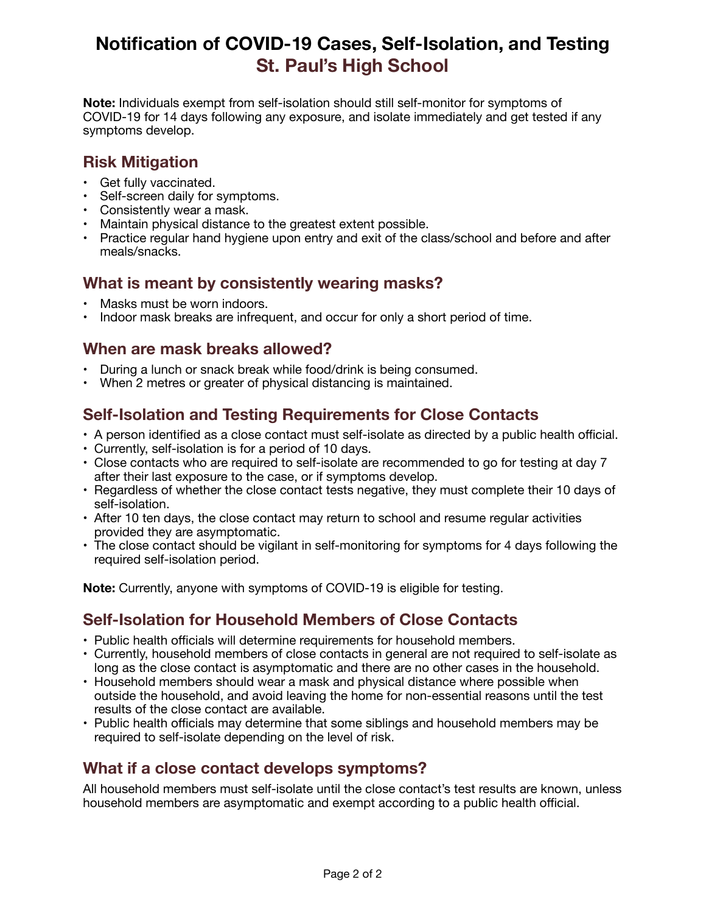# Notification of COVID-19 Cases, Self-Isolation, and Testing
## St. Paul's High School

**Note:** Individuals exempt from self-isolation should still self-monitor for symptoms of COVID-19 for 14 days following any exposure, and isolate immediately and get tested if any symptoms develop.

## Risk Mitigation

- Get fully vaccinated.
- Self-screen daily for symptoms.
- Consistently wear a mask.
- Maintain physical distance to the greatest extent possible.
- Practice regular hand hygiene upon entry and exit of the class/school and before and after meals/snacks.

## What is meant by consistently wearing masks?

- Masks must be worn indoors.
- Indoor mask breaks are infrequent, and occur for only a short period of time.

## When are mask breaks allowed?

- During a lunch or snack break while food/drink is being consumed.
- When 2 metres or greater of physical distancing is maintained.

## Self-Isolation and Testing Requirements for Close Contacts

- A person identified as a close contact must self-isolate as directed by a public health official.
- Currently, self-isolation is for a period of 10 days.
- Close contacts who are required to self-isolate are recommended to go for testing at day 7 after their last exposure to the case, or if symptoms develop.
- Regardless of whether the close contact tests negative, they must complete their 10 days of self-isolation.
- After 10 ten days, the close contact may return to school and resume regular activities provided they are asymptomatic.
- The close contact should be vigilant in self-monitoring for symptoms for 4 days following the required self-isolation period.

**Note:** Currently, anyone with symptoms of COVID-19 is eligible for testing.

## Self-Isolation for Household Members of Close Contacts

- Public health officials will determine requirements for household members.
- Currently, household members of close contacts in general are not required to self-isolate as long as the close contact is asymptomatic and there are no other cases in the household.
- Household members should wear a mask and physical distance where possible when outside the household, and avoid leaving the home for non-essential reasons until the test results of the close contact are available.
- Public health officials may determine that some siblings and household members may be required to self-isolate depending on the level of risk.

## What if a close contact develops symptoms?

All household members must self-isolate until the close contact's test results are known, unless household members are asymptomatic and exempt according to a public health official.